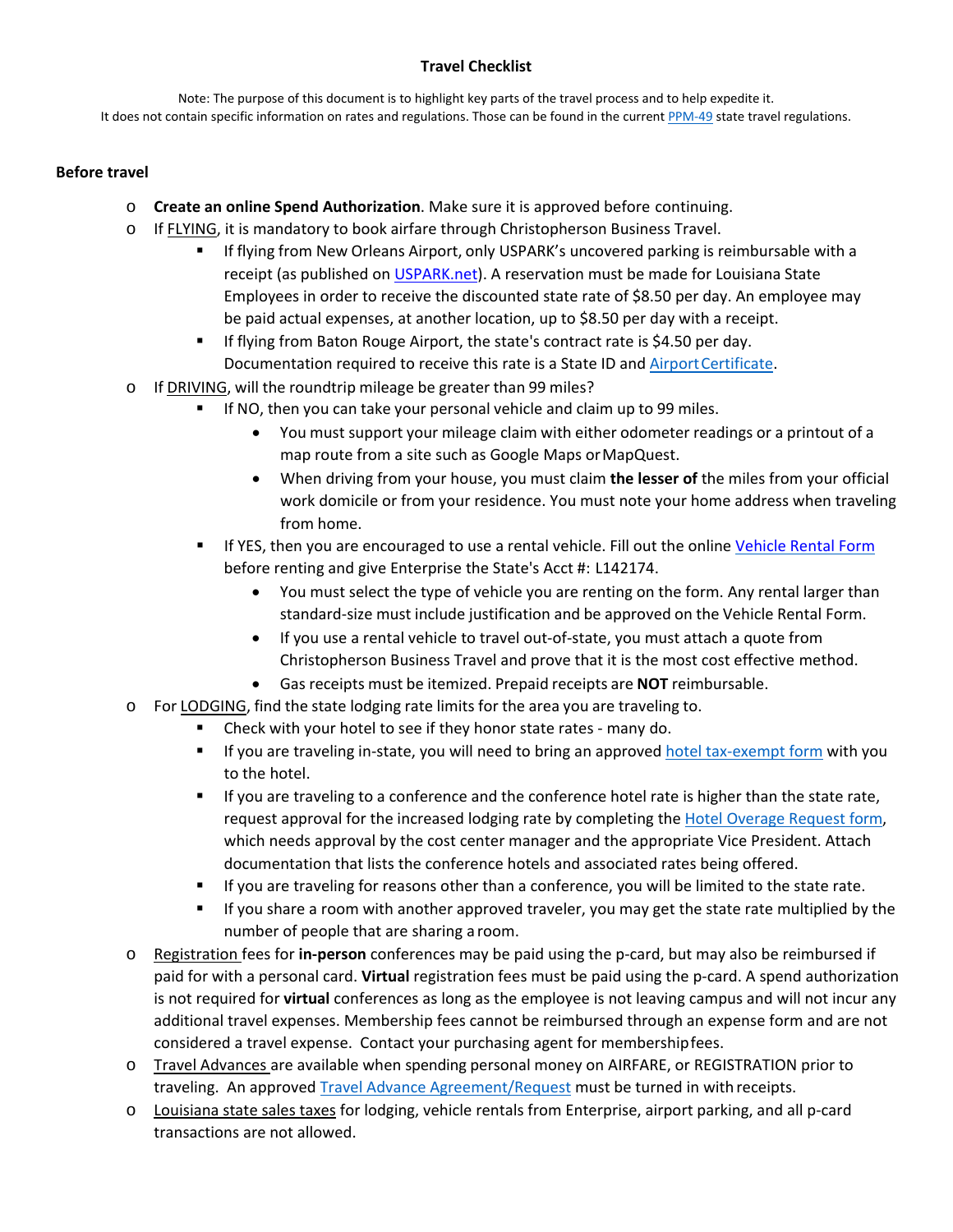# Travel Checklist

Note: The purpose of this document is to highlight key parts of the travel process and to help expedite it.
It does not contain specific information on rates and regulations. Those can be found in the current PPM-49 state travel regulations.

## Before travel

- **Create an online Spend Authorization**. Make sure it is approved before continuing.
- If FLYING, it is mandatory to book airfare through Christopherson Business Travel.
  - If flying from New Orleans Airport, only USPARK's uncovered parking is reimbursable with a receipt (as published on USPARK.net). A reservation must be made for Louisiana State Employees in order to receive the discounted state rate of $8.50 per day. An employee may be paid actual expenses, at another location, up to $8.50 per day with a receipt.
  - If flying from Baton Rouge Airport, the state's contract rate is $4.50 per day. Documentation required to receive this rate is a State ID and Airport Certificate.
- If DRIVING, will the roundtrip mileage be greater than 99 miles?
  - If NO, then you can take your personal vehicle and claim up to 99 miles.
    - You must support your mileage claim with either odometer readings or a printout of a map route from a site such as Google Maps or MapQuest.
    - When driving from your house, you must claim **the lesser of** the miles from your official work domicile or from your residence. You must note your home address when traveling from home.
  - If YES, then you are encouraged to use a rental vehicle. Fill out the online Vehicle Rental Form before renting and give Enterprise the State's Acct #: L142174.
    - You must select the type of vehicle you are renting on the form. Any rental larger than standard-size must include justification and be approved on the Vehicle Rental Form.
    - If you use a rental vehicle to travel out-of-state, you must attach a quote from Christopherson Business Travel and prove that it is the most cost effective method.
    - Gas receipts must be itemized. Prepaid receipts are **NOT** reimbursable.
- For LODGING, find the state lodging rate limits for the area you are traveling to.
  - Check with your hotel to see if they honor state rates - many do.
  - If you are traveling in-state, you will need to bring an approved hotel tax-exempt form with you to the hotel.
  - If you are traveling to a conference and the conference hotel rate is higher than the state rate, request approval for the increased lodging rate by completing the Hotel Overage Request form, which needs approval by the cost center manager and the appropriate Vice President. Attach documentation that lists the conference hotels and associated rates being offered.
  - If you are traveling for reasons other than a conference, you will be limited to the state rate.
  - If you share a room with another approved traveler, you may get the state rate multiplied by the number of people that are sharing a room.
- Registration fees for **in-person** conferences may be paid using the p-card, but may also be reimbursed if paid for with a personal card. **Virtual** registration fees must be paid using the p-card. A spend authorization is not required for **virtual** conferences as long as the employee is not leaving campus and will not incur any additional travel expenses. Membership fees cannot be reimbursed through an expense form and are not considered a travel expense. Contact your purchasing agent for membership fees.
- Travel Advances are available when spending personal money on AIRFARE, or REGISTRATION prior to traveling. An approved Travel Advance Agreement/Request must be turned in with receipts.
- Louisiana state sales taxes for lodging, vehicle rentals from Enterprise, airport parking, and all p-card transactions are not allowed.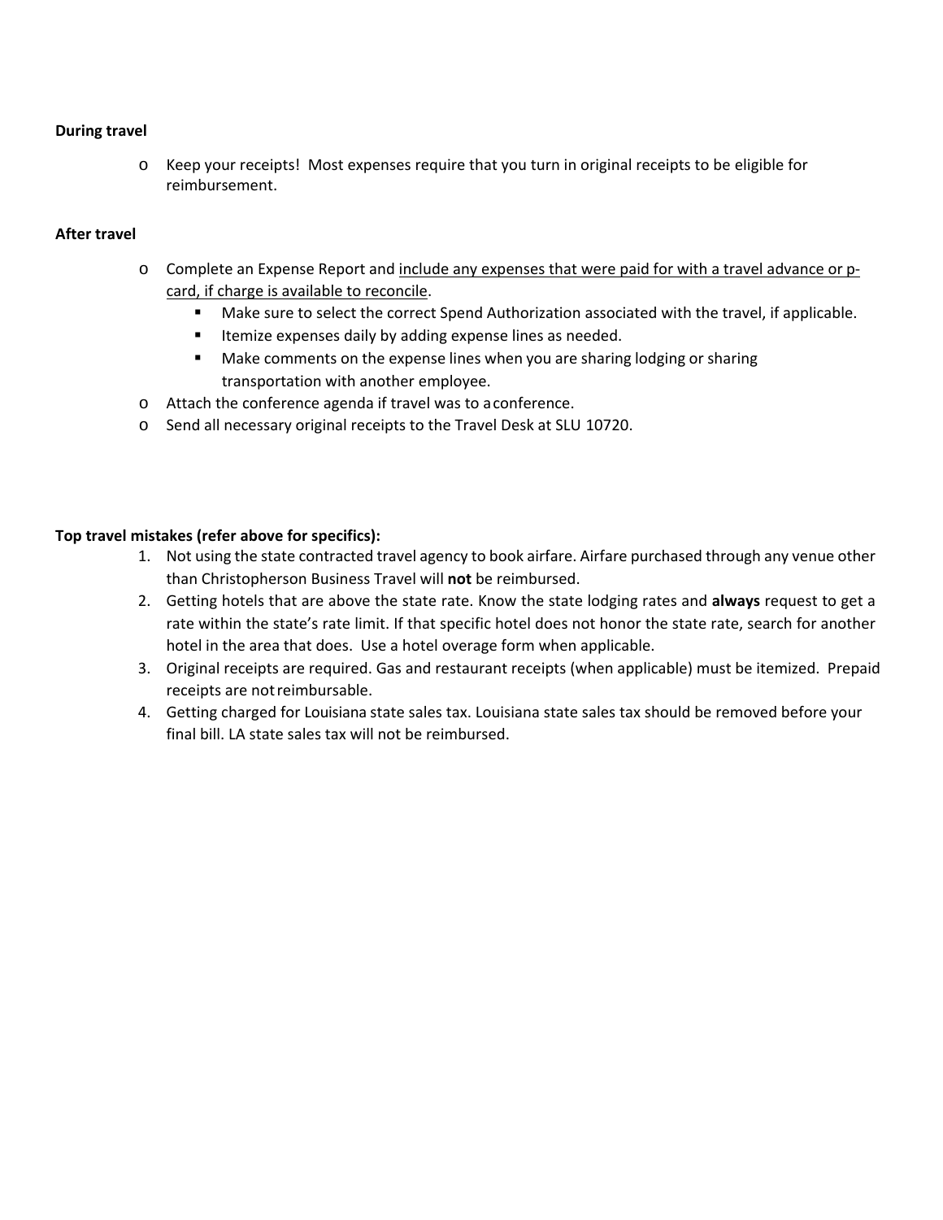**During travel**

- Keep your receipts! Most expenses require that you turn in original receipts to be eligible for reimbursement.

**After travel**

- Complete an Expense Report and <u>include any expenses that were paid for with a travel advance or p-card, if charge is available to reconcile</u>.
  - Make sure to select the correct Spend Authorization associated with the travel, if applicable.
  - Itemize expenses daily by adding expense lines as needed.
  - Make comments on the expense lines when you are sharing lodging or sharing transportation with another employee.
- Attach the conference agenda if travel was to a conference.
- Send all necessary original receipts to the Travel Desk at SLU 10720.

**Top travel mistakes (refer above for specifics):**

1. Not using the state contracted travel agency to book airfare. Airfare purchased through any venue other than Christopherson Business Travel will **not** be reimbursed.
2. Getting hotels that are above the state rate. Know the state lodging rates and **always** request to get a rate within the state's rate limit. If that specific hotel does not honor the state rate, search for another hotel in the area that does. Use a hotel overage form when applicable.
3. Original receipts are required. Gas and restaurant receipts (when applicable) must be itemized. Prepaid receipts are not reimbursable.
4. Getting charged for Louisiana state sales tax. Louisiana state sales tax should be removed before your final bill. LA state sales tax will not be reimbursed.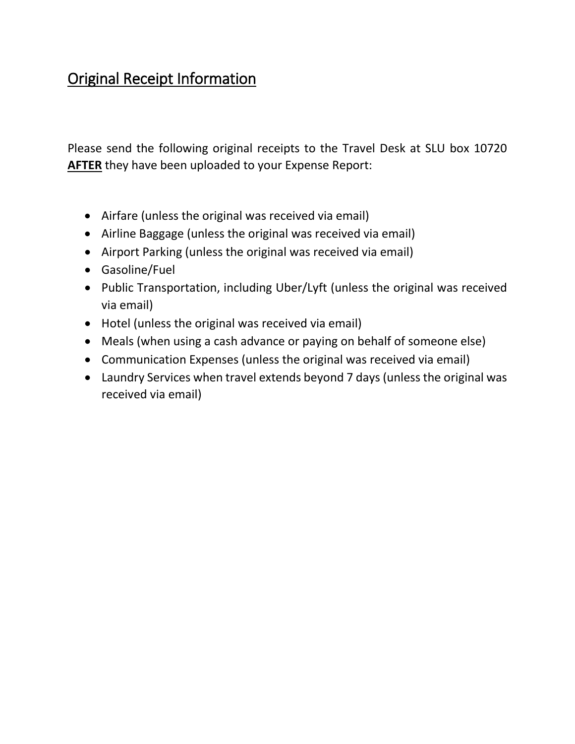# Original Receipt Information

Please send the following original receipts to the Travel Desk at SLU box 10720 **AFTER** they have been uploaded to your Expense Report:

- Airfare (unless the original was received via email)
- Airline Baggage (unless the original was received via email)
- Airport Parking (unless the original was received via email)
- Gasoline/Fuel
- Public Transportation, including Uber/Lyft (unless the original was received via email)
- Hotel (unless the original was received via email)
- Meals (when using a cash advance or paying on behalf of someone else)
- Communication Expenses (unless the original was received via email)
- Laundry Services when travel extends beyond 7 days (unless the original was received via email)